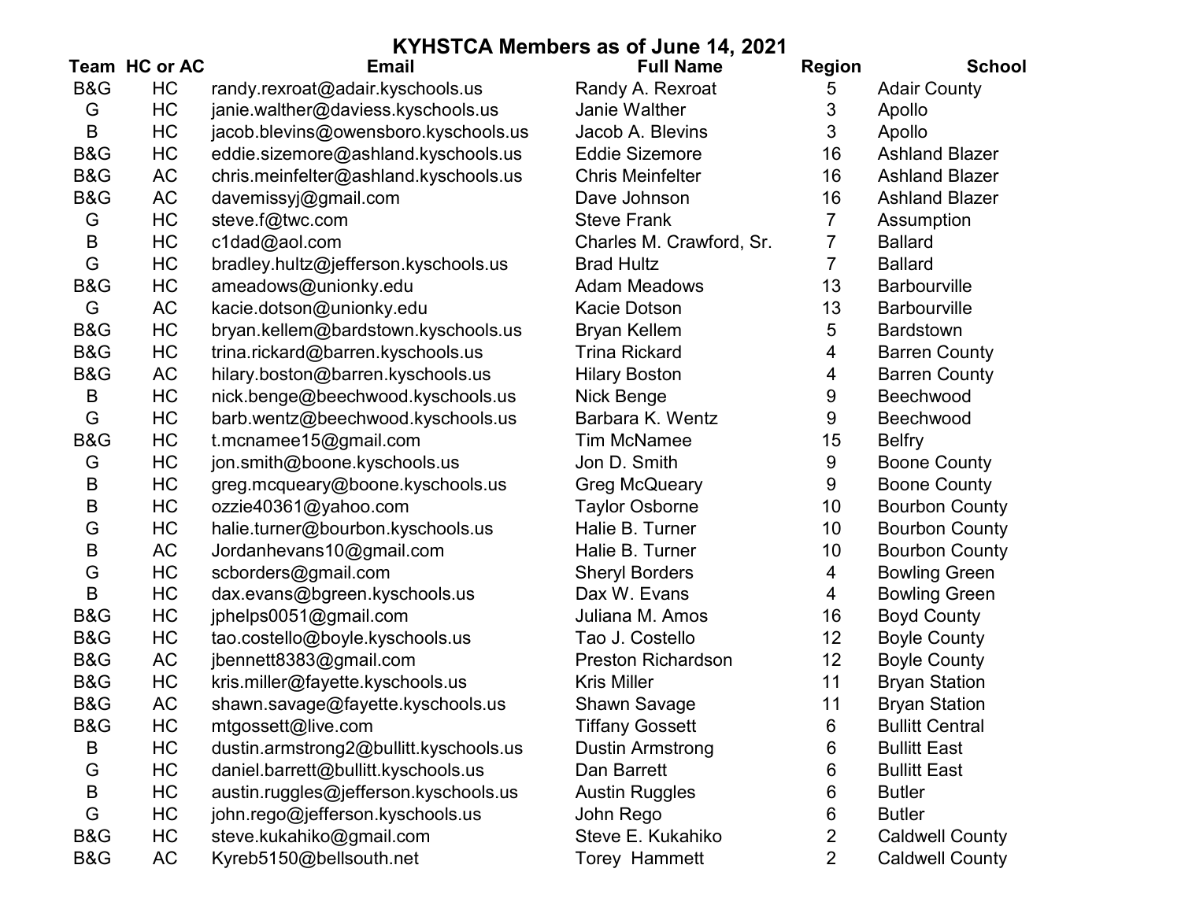# KYHSTCA Members as of June 14, 2021

| Team | HC or AC | Email | Full Name | Region | School |
|---|---|---|---|---|---|
| B&G | HC | randy.rexroat@adair.kyschools.us | Randy A. Rexroat | 5 | Adair County |
| G | HC | janie.walther@daviess.kyschools.us | Janie Walther | 3 | Apollo |
| B | HC | jacob.blevins@owensboro.kyschools.us | Jacob A. Blevins | 3 | Apollo |
| B&G | HC | eddie.sizemore@ashland.kyschools.us | Eddie Sizemore | 16 | Ashland Blazer |
| B&G | AC | chris.meinfelter@ashland.kyschools.us | Chris Meinfelter | 16 | Ashland Blazer |
| B&G | AC | davemissyj@gmail.com | Dave Johnson | 16 | Ashland Blazer |
| G | HC | steve.f@twc.com | Steve Frank | 7 | Assumption |
| B | HC | c1dad@aol.com | Charles M. Crawford, Sr. | 7 | Ballard |
| G | HC | bradley.hultz@jefferson.kyschools.us | Brad Hultz | 7 | Ballard |
| B&G | HC | ameadows@unionky.edu | Adam Meadows | 13 | Barbourville |
| G | AC | kacie.dotson@unionky.edu | Kacie Dotson | 13 | Barbourville |
| B&G | HC | bryan.kellem@bardstown.kyschools.us | Bryan Kellem | 5 | Bardstown |
| B&G | HC | trina.rickard@barren.kyschools.us | Trina Rickard | 4 | Barren County |
| B&G | AC | hilary.boston@barren.kyschools.us | Hilary Boston | 4 | Barren County |
| B | HC | nick.benge@beechwood.kyschools.us | Nick Benge | 9 | Beechwood |
| G | HC | barb.wentz@beechwood.kyschools.us | Barbara K. Wentz | 9 | Beechwood |
| B&G | HC | t.mcnamee15@gmail.com | Tim McNamee | 15 | Belfry |
| G | HC | jon.smith@boone.kyschools.us | Jon D. Smith | 9 | Boone County |
| B | HC | greg.mcqueary@boone.kyschools.us | Greg McQueary | 9 | Boone County |
| B | HC | ozzie40361@yahoo.com | Taylor Osborne | 10 | Bourbon County |
| G | HC | halie.turner@bourbon.kyschools.us | Halie B. Turner | 10 | Bourbon County |
| B | AC | Jordanhevans10@gmail.com | Halie B. Turner | 10 | Bourbon County |
| G | HC | scborders@gmail.com | Sheryl Borders | 4 | Bowling Green |
| B | HC | dax.evans@bgreen.kyschools.us | Dax W. Evans | 4 | Bowling Green |
| B&G | HC | jphelps0051@gmail.com | Juliana M. Amos | 16 | Boyd County |
| B&G | HC | tao.costello@boyle.kyschools.us | Tao J. Costello | 12 | Boyle County |
| B&G | AC | jbennett8383@gmail.com | Preston Richardson | 12 | Boyle County |
| B&G | HC | kris.miller@fayette.kyschools.us | Kris Miller | 11 | Bryan Station |
| B&G | AC | shawn.savage@fayette.kyschools.us | Shawn Savage | 11 | Bryan Station |
| B&G | HC | mtgossett@live.com | Tiffany Gossett | 6 | Bullitt Central |
| B | HC | dustin.armstrong2@bullitt.kyschools.us | Dustin Armstrong | 6 | Bullitt East |
| G | HC | daniel.barrett@bullitt.kyschools.us | Dan Barrett | 6 | Bullitt East |
| B | HC | austin.ruggles@jefferson.kyschools.us | Austin Ruggles | 6 | Butler |
| G | HC | john.rego@jefferson.kyschools.us | John Rego | 6 | Butler |
| B&G | HC | steve.kukahiko@gmail.com | Steve E. Kukahiko | 2 | Caldwell County |
| B&G | AC | Kyreb5150@bellsouth.net | Torey Hammett | 2 | Caldwell County |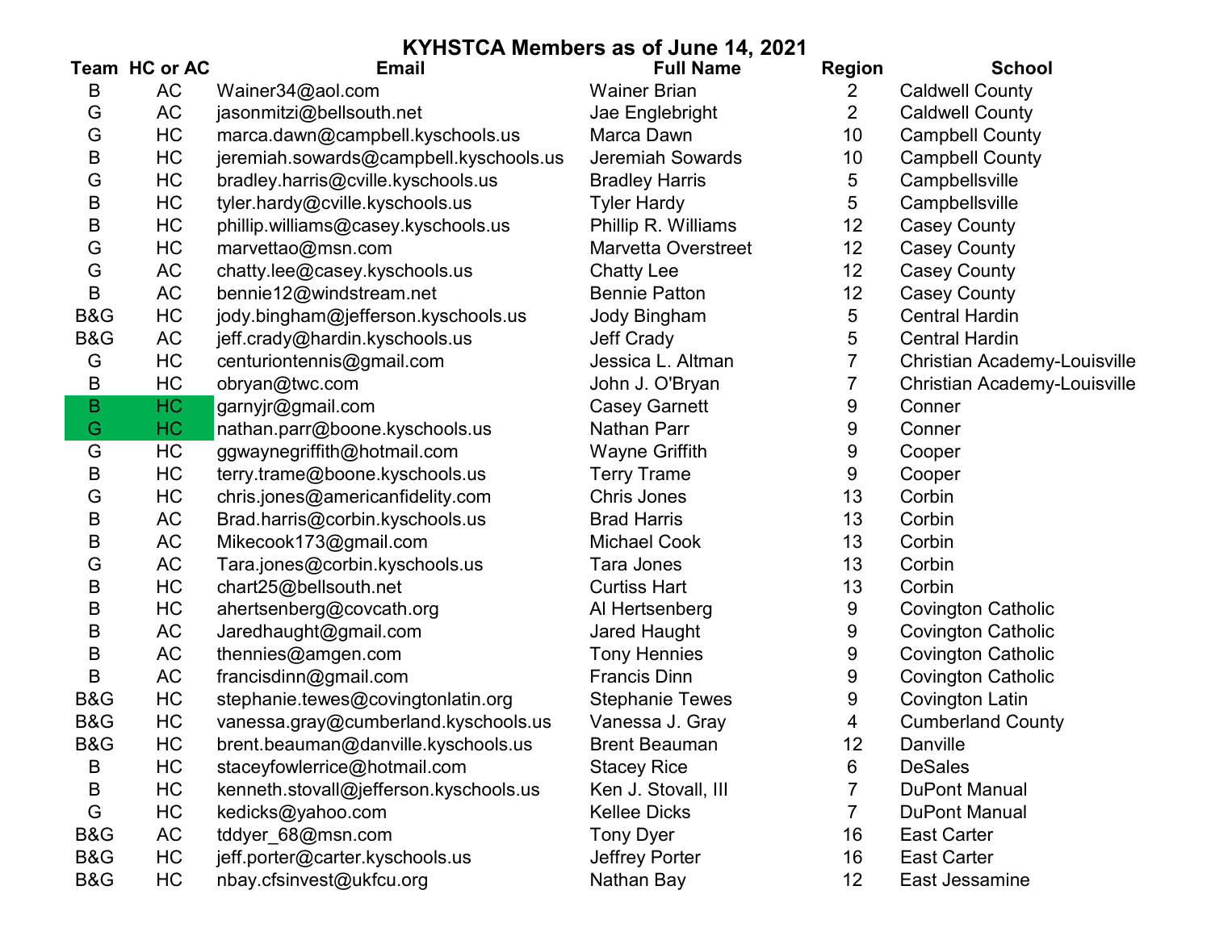# KYHSTCA Members as of June 14, 2021

| Team | HC or AC | Email | Full Name | Region | School |
|---|---|---|---|---|---|
| B | AC | Wainer34@aol.com | Wainer Brian | 2 | Caldwell County |
| G | AC | jasonmitzi@bellsouth.net | Jae Englebright | 2 | Caldwell County |
| G | HC | marca.dawn@campbell.kyschools.us | Marca Dawn | 10 | Campbell County |
| B | HC | jeremiah.sowards@campbell.kyschools.us | Jeremiah Sowards | 10 | Campbell County |
| G | HC | bradley.harris@cville.kyschools.us | Bradley Harris | 5 | Campbellsville |
| B | HC | tyler.hardy@cville.kyschools.us | Tyler Hardy | 5 | Campbellsville |
| B | HC | phillip.williams@casey.kyschools.us | Phillip R. Williams | 12 | Casey County |
| G | HC | marvettao@msn.com | Marvetta Overstreet | 12 | Casey County |
| G | AC | chatty.lee@casey.kyschools.us | Chatty Lee | 12 | Casey County |
| B | AC | bennie12@windstream.net | Bennie Patton | 12 | Casey County |
| B&G | HC | jody.bingham@jefferson.kyschools.us | Jody Bingham | 5 | Central Hardin |
| B&G | AC | jeff.crady@hardin.kyschools.us | Jeff Crady | 5 | Central Hardin |
| G | HC | centuriontennis@gmail.com | Jessica L. Altman | 7 | Christian Academy-Louisville |
| B | HC | obryan@twc.com | John J. O'Bryan | 7 | Christian Academy-Louisville |
| B | HC | garnyjr@gmail.com | Casey Garnett | 9 | Conner |
| G | HC | nathan.parr@boone.kyschools.us | Nathan Parr | 9 | Conner |
| G | HC | ggwaynegriffith@hotmail.com | Wayne Griffith | 9 | Cooper |
| B | HC | terry.trame@boone.kyschools.us | Terry Trame | 9 | Cooper |
| G | HC | chris.jones@americanfidelity.com | Chris Jones | 13 | Corbin |
| B | AC | Brad.harris@corbin.kyschools.us | Brad Harris | 13 | Corbin |
| B | AC | Mikecook173@gmail.com | Michael Cook | 13 | Corbin |
| G | AC | Tara.jones@corbin.kyschools.us | Tara Jones | 13 | Corbin |
| B | HC | chart25@bellsouth.net | Curtiss Hart | 13 | Corbin |
| B | HC | ahertsenberg@covcath.org | Al Hertsenberg | 9 | Covington Catholic |
| B | AC | Jaredhaught@gmail.com | Jared Haught | 9 | Covington Catholic |
| B | AC | thennies@amgen.com | Tony Hennies | 9 | Covington Catholic |
| B | AC | francisdinn@gmail.com | Francis Dinn | 9 | Covington Catholic |
| B&G | HC | stephanie.tewes@covingtonlatin.org | Stephanie Tewes | 9 | Covington Latin |
| B&G | HC | vanessa.gray@cumberland.kyschools.us | Vanessa J. Gray | 4 | Cumberland County |
| B&G | HC | brent.beauman@danville.kyschools.us | Brent Beauman | 12 | Danville |
| B | HC | staceyfowlerrice@hotmail.com | Stacey Rice | 6 | DeSales |
| B | HC | kenneth.stovall@jefferson.kyschools.us | Ken J. Stovall, III | 7 | DuPont Manual |
| G | HC | kedicks@yahoo.com | Kellee Dicks | 7 | DuPont Manual |
| B&G | AC | tddyer_68@msn.com | Tony Dyer | 16 | East Carter |
| B&G | HC | jeff.porter@carter.kyschools.us | Jeffrey Porter | 16 | East Carter |
| B&G | HC | nbay.cfsinvest@ukfcu.org | Nathan Bay | 12 | East Jessamine |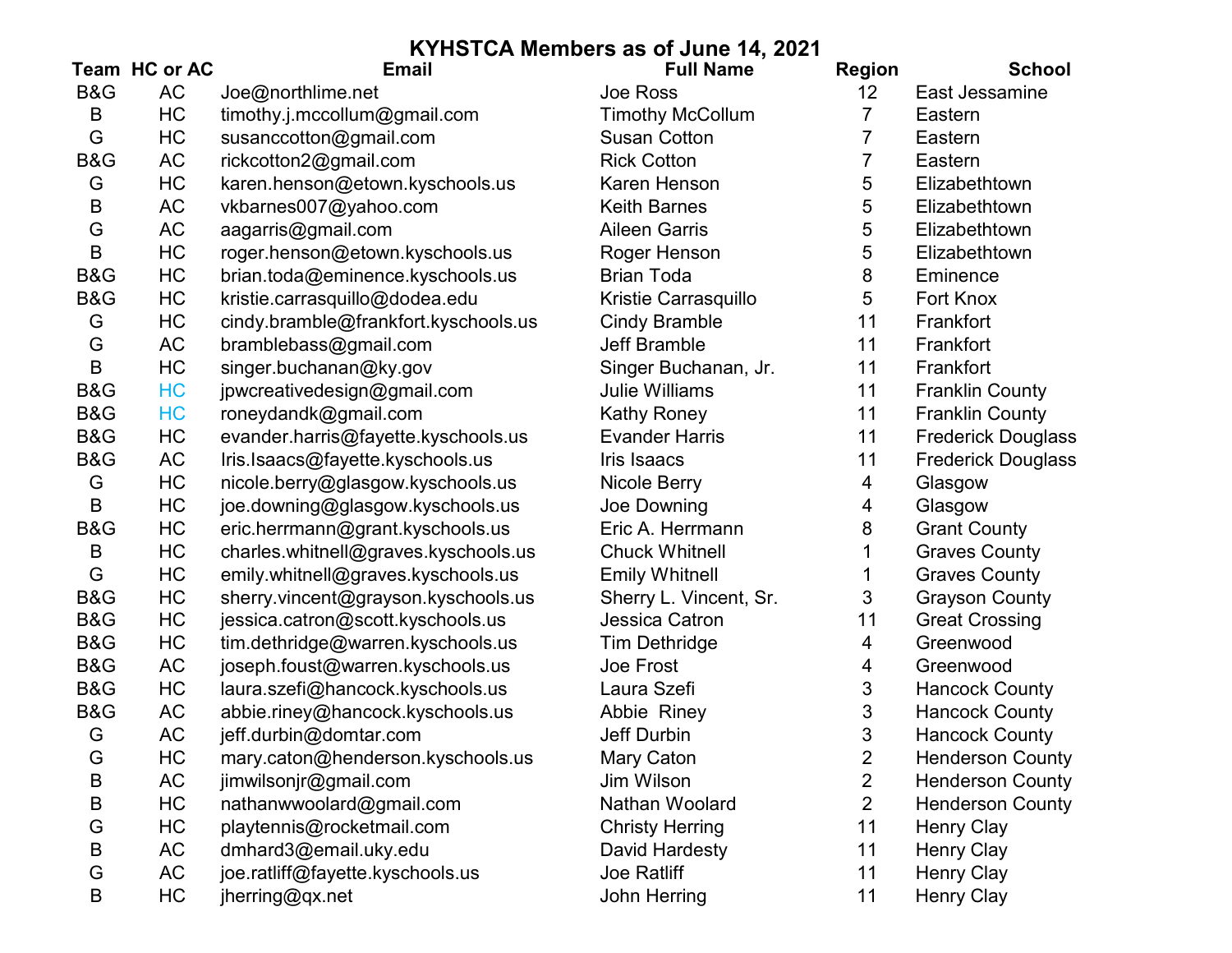## KYHSTCA Members as of June 14, 2021

| Team | HC or AC | Email | Full Name | Region | School |
|---|---|---|---|---|---|
| B&G | AC | Joe@northlime.net | Joe Ross | 12 | East Jessamine |
| B | HC | timothy.j.mccollum@gmail.com | Timothy McCollum | 7 | Eastern |
| G | HC | susanccotton@gmail.com | Susan Cotton | 7 | Eastern |
| B&G | AC | rickcotton2@gmail.com | Rick Cotton | 7 | Eastern |
| G | HC | karen.henson@etown.kyschools.us | Karen Henson | 5 | Elizabethtown |
| B | AC | vkbarnes007@yahoo.com | Keith Barnes | 5 | Elizabethtown |
| G | AC | aagarris@gmail.com | Aileen Garris | 5 | Elizabethtown |
| B | HC | roger.henson@etown.kyschools.us | Roger Henson | 5 | Elizabethtown |
| B&G | HC | brian.toda@eminence.kyschools.us | Brian Toda | 8 | Eminence |
| B&G | HC | kristie.carrasquillo@dodea.edu | Kristie Carrasquillo | 5 | Fort Knox |
| G | HC | cindy.bramble@frankfort.kyschools.us | Cindy Bramble | 11 | Frankfort |
| G | AC | bramblebass@gmail.com | Jeff Bramble | 11 | Frankfort |
| B | HC | singer.buchanan@ky.gov | Singer Buchanan, Jr. | 11 | Frankfort |
| B&G | HC | jpwcreativedesign@gmail.com | Julie Williams | 11 | Franklin County |
| B&G | HC | roneydandk@gmail.com | Kathy Roney | 11 | Franklin County |
| B&G | HC | evander.harris@fayette.kyschools.us | Evander Harris | 11 | Frederick Douglass |
| B&G | AC | Iris.Isaacs@fayette.kyschools.us | Iris Isaacs | 11 | Frederick Douglass |
| G | HC | nicole.berry@glasgow.kyschools.us | Nicole Berry | 4 | Glasgow |
| B | HC | joe.downing@glasgow.kyschools.us | Joe Downing | 4 | Glasgow |
| B&G | HC | eric.herrmann@grant.kyschools.us | Eric A. Herrmann | 8 | Grant County |
| B | HC | charles.whitnell@graves.kyschools.us | Chuck Whitnell | 1 | Graves County |
| G | HC | emily.whitnell@graves.kyschools.us | Emily Whitnell | 1 | Graves County |
| B&G | HC | sherry.vincent@grayson.kyschools.us | Sherry L. Vincent, Sr. | 3 | Grayson County |
| B&G | HC | jessica.catron@scott.kyschools.us | Jessica Catron | 11 | Great Crossing |
| B&G | HC | tim.dethridge@warren.kyschools.us | Tim Dethridge | 4 | Greenwood |
| B&G | AC | joseph.foust@warren.kyschools.us | Joe Frost | 4 | Greenwood |
| B&G | HC | laura.szefi@hancock.kyschools.us | Laura Szefi | 3 | Hancock County |
| B&G | AC | abbie.riney@hancock.kyschools.us | Abbie Riney | 3 | Hancock County |
| G | AC | jeff.durbin@domtar.com | Jeff Durbin | 3 | Hancock County |
| G | HC | mary.caton@henderson.kyschools.us | Mary Caton | 2 | Henderson County |
| B | AC | jimwilsonjr@gmail.com | Jim Wilson | 2 | Henderson County |
| B | HC | nathanwwoolard@gmail.com | Nathan Woolard | 2 | Henderson County |
| G | HC | playtennis@rocketmail.com | Christy Herring | 11 | Henry Clay |
| B | AC | dmhard3@email.uky.edu | David Hardesty | 11 | Henry Clay |
| G | AC | joe.ratliff@fayette.kyschools.us | Joe Ratliff | 11 | Henry Clay |
| B | HC | jherring@qx.net | John Herring | 11 | Henry Clay |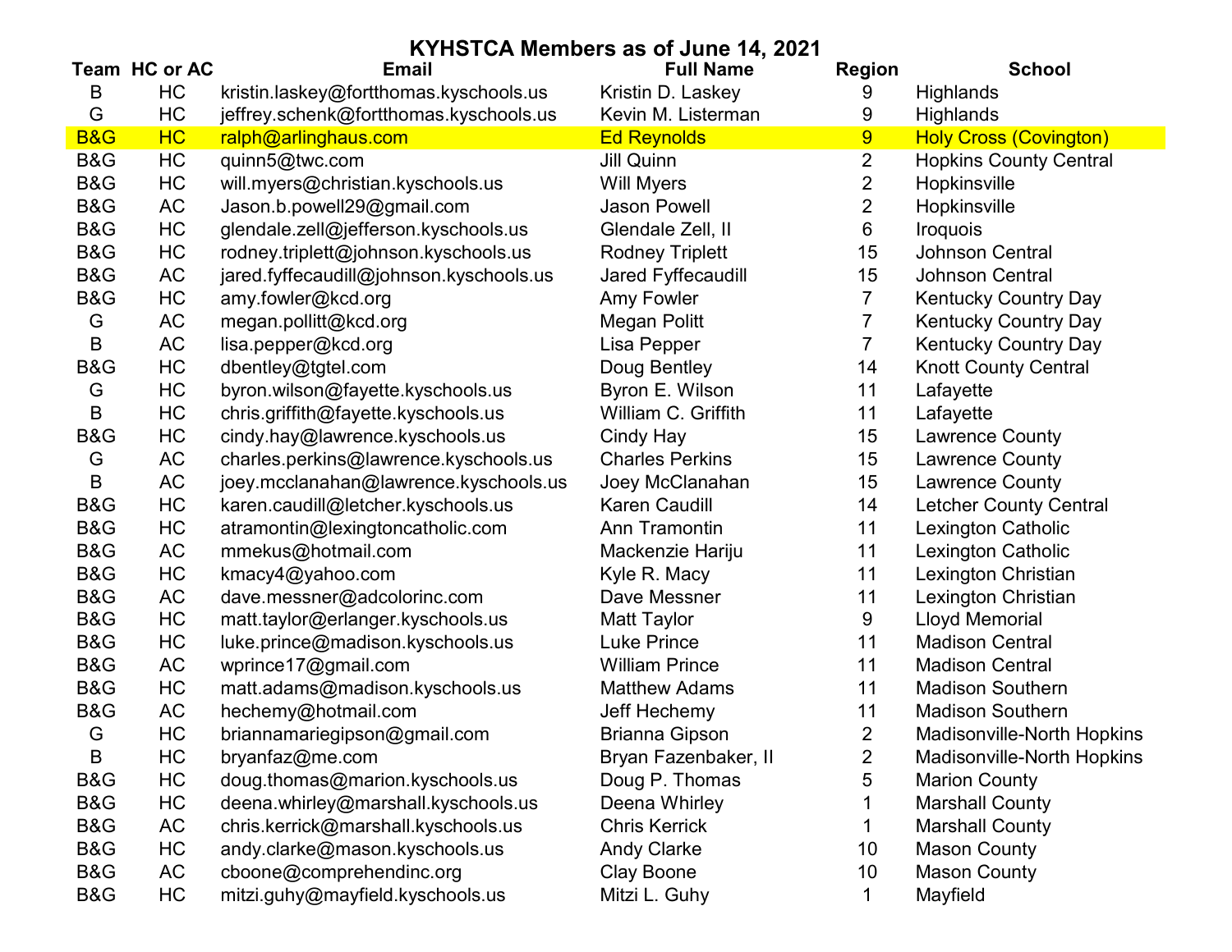# KYHSTCA Members as of June 14, 2021

| Team | HC or AC | Email | Full Name | Region | School |
|---|---|---|---|---|---|
| B | HC | kristin.laskey@fortthomas.kyschools.us | Kristin D. Laskey | 9 | Highlands |
| G | HC | jeffrey.schenk@fortthomas.kyschools.us | Kevin M. Listerman | 9 | Highlands |
| B&G | HC | ralph@arlinghaus.com | Ed Reynolds | 9 | Holy Cross (Covington) |
| B&G | HC | quinn5@twc.com | Jill Quinn | 2 | Hopkins County Central |
| B&G | HC | will.myers@christian.kyschools.us | Will Myers | 2 | Hopkinsville |
| B&G | AC | Jason.b.powell29@gmail.com | Jason Powell | 2 | Hopkinsville |
| B&G | HC | glendale.zell@jefferson.kyschools.us | Glendale Zell, II | 6 | Iroquois |
| B&G | HC | rodney.triplett@johnson.kyschools.us | Rodney Triplett | 15 | Johnson Central |
| B&G | AC | jared.fyffecaudill@johnson.kyschools.us | Jared Fyffecaudill | 15 | Johnson Central |
| B&G | HC | amy.fowler@kcd.org | Amy Fowler | 7 | Kentucky Country Day |
| G | AC | megan.pollitt@kcd.org | Megan Politt | 7 | Kentucky Country Day |
| B | AC | lisa.pepper@kcd.org | Lisa Pepper | 7 | Kentucky Country Day |
| B&G | HC | dbentley@tgtel.com | Doug Bentley | 14 | Knott County Central |
| G | HC | byron.wilson@fayette.kyschools.us | Byron E. Wilson | 11 | Lafayette |
| B | HC | chris.griffith@fayette.kyschools.us | William C. Griffith | 11 | Lafayette |
| B&G | HC | cindy.hay@lawrence.kyschools.us | Cindy Hay | 15 | Lawrence County |
| G | AC | charles.perkins@lawrence.kyschools.us | Charles Perkins | 15 | Lawrence County |
| B | AC | joey.mcclanahan@lawrence.kyschools.us | Joey McClanahan | 15 | Lawrence County |
| B&G | HC | karen.caudill@letcher.kyschools.us | Karen Caudill | 14 | Letcher County Central |
| B&G | HC | atramontin@lexingtoncatholic.com | Ann Tramontin | 11 | Lexington Catholic |
| B&G | AC | mmekus@hotmail.com | Mackenzie Hariju | 11 | Lexington Catholic |
| B&G | HC | kmacy4@yahoo.com | Kyle R. Macy | 11 | Lexington Christian |
| B&G | AC | dave.messner@adcolorinc.com | Dave Messner | 11 | Lexington Christian |
| B&G | HC | matt.taylor@erlanger.kyschools.us | Matt Taylor | 9 | Lloyd Memorial |
| B&G | HC | luke.prince@madison.kyschools.us | Luke Prince | 11 | Madison Central |
| B&G | AC | wprince17@gmail.com | William Prince | 11 | Madison Central |
| B&G | HC | matt.adams@madison.kyschools.us | Matthew Adams | 11 | Madison Southern |
| B&G | AC | hechemy@hotmail.com | Jeff Hechemy | 11 | Madison Southern |
| G | HC | briannamariegipson@gmail.com | Brianna Gipson | 2 | Madisonville-North Hopkins |
| B | HC | bryanfaz@me.com | Bryan Fazenbaker, II | 2 | Madisonville-North Hopkins |
| B&G | HC | doug.thomas@marion.kyschools.us | Doug P. Thomas | 5 | Marion County |
| B&G | HC | deena.whirley@marshall.kyschools.us | Deena Whirley | 1 | Marshall County |
| B&G | AC | chris.kerrick@marshall.kyschools.us | Chris Kerrick | 1 | Marshall County |
| B&G | HC | andy.clarke@mason.kyschools.us | Andy Clarke | 10 | Mason County |
| B&G | AC | cboone@comprehendinc.org | Clay Boone | 10 | Mason County |
| B&G | HC | mitzi.guhy@mayfield.kyschools.us | Mitzi L. Guhy | 1 | Mayfield |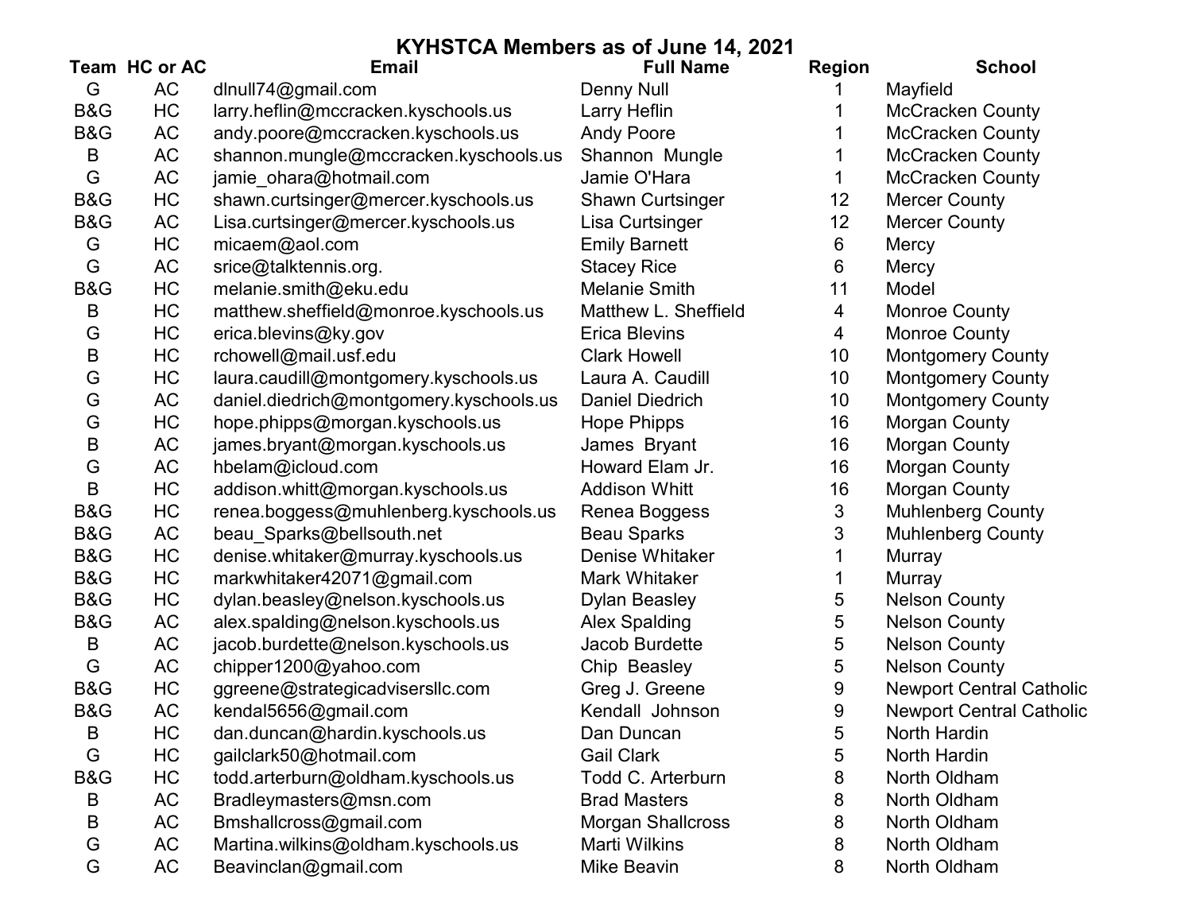# KYHSTCA Members as of June 14, 2021

| Team | HC or AC | Email | Full Name | Region | School |
|---|---|---|---|---|---|
| G | AC | dlnull74@gmail.com | Denny Null | 1 | Mayfield |
| B&G | HC | larry.heflin@mccracken.kyschools.us | Larry Heflin | 1 | McCracken County |
| B&G | AC | andy.poore@mccracken.kyschools.us | Andy Poore | 1 | McCracken County |
| B | AC | shannon.mungle@mccracken.kyschools.us | Shannon  Mungle | 1 | McCracken County |
| G | AC | jamie_ohara@hotmail.com | Jamie O'Hara | 1 | McCracken County |
| B&G | HC | shawn.curtsinger@mercer.kyschools.us | Shawn Curtsinger | 12 | Mercer County |
| B&G | AC | Lisa.curtsinger@mercer.kyschools.us | Lisa Curtsinger | 12 | Mercer County |
| G | HC | micaem@aol.com | Emily Barnett | 6 | Mercy |
| G | AC | srice@talktennis.org. | Stacey Rice | 6 | Mercy |
| B&G | HC | melanie.smith@eku.edu | Melanie Smith | 11 | Model |
| B | HC | matthew.sheffield@monroe.kyschools.us | Matthew L. Sheffield | 4 | Monroe County |
| G | HC | erica.blevins@ky.gov | Erica Blevins | 4 | Monroe County |
| B | HC | rchowell@mail.usf.edu | Clark Howell | 10 | Montgomery County |
| G | HC | laura.caudill@montgomery.kyschools.us | Laura A. Caudill | 10 | Montgomery County |
| G | AC | daniel.diedrich@montgomery.kyschools.us | Daniel Diedrich | 10 | Montgomery County |
| G | HC | hope.phipps@morgan.kyschools.us | Hope Phipps | 16 | Morgan County |
| B | AC | james.bryant@morgan.kyschools.us | James  Bryant | 16 | Morgan County |
| G | AC | hbelam@icloud.com | Howard Elam Jr. | 16 | Morgan County |
| B | HC | addison.whitt@morgan.kyschools.us | Addison Whitt | 16 | Morgan County |
| B&G | HC | renea.boggess@muhlenberg.kyschools.us | Renea Boggess | 3 | Muhlenberg County |
| B&G | AC | beau_Sparks@bellsouth.net | Beau Sparks | 3 | Muhlenberg County |
| B&G | HC | denise.whitaker@murray.kyschools.us | Denise Whitaker | 1 | Murray |
| B&G | HC | markwhitaker42071@gmail.com | Mark Whitaker | 1 | Murray |
| B&G | HC | dylan.beasley@nelson.kyschools.us | Dylan Beasley | 5 | Nelson County |
| B&G | AC | alex.spalding@nelson.kyschools.us | Alex Spalding | 5 | Nelson County |
| B | AC | jacob.burdette@nelson.kyschools.us | Jacob Burdette | 5 | Nelson County |
| G | AC | chipper1200@yahoo.com | Chip  Beasley | 5 | Nelson County |
| B&G | HC | ggreene@strategicadvisersllc.com | Greg J. Greene | 9 | Newport Central Catholic |
| B&G | AC | kendal5656@gmail.com | Kendall  Johnson | 9 | Newport Central Catholic |
| B | HC | dan.duncan@hardin.kyschools.us | Dan Duncan | 5 | North Hardin |
| G | HC | gailclark50@hotmail.com | Gail Clark | 5 | North Hardin |
| B&G | HC | todd.arterburn@oldham.kyschools.us | Todd C. Arterburn | 8 | North Oldham |
| B | AC | Bradleymasters@msn.com | Brad Masters | 8 | North Oldham |
| B | AC | Bmshallcross@gmail.com | Morgan Shallcross | 8 | North Oldham |
| G | AC | Martina.wilkins@oldham.kyschools.us | Marti Wilkins | 8 | North Oldham |
| G | AC | Beavinclan@gmail.com | Mike Beavin | 8 | North Oldham |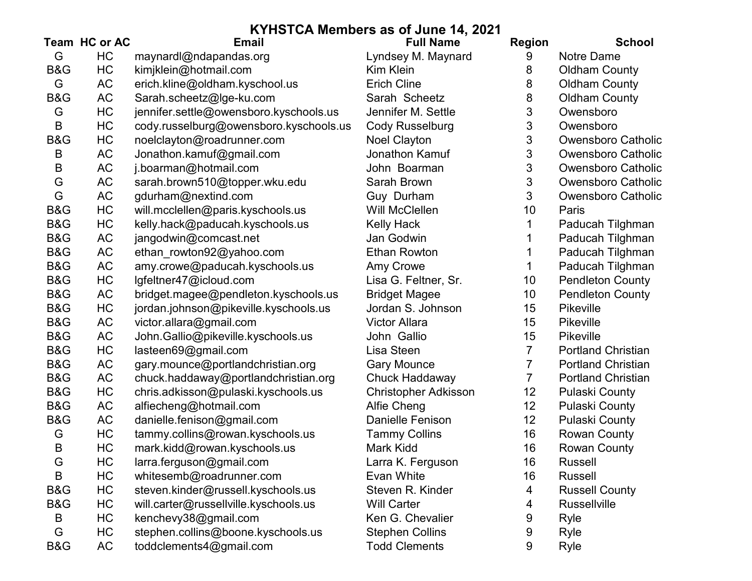# KYHSTCA Members as of June 14, 2021

| Team | HC or AC | Email | Full Name | Region | School |
|---|---|---|---|---|---|
| G | HC | maynardl@ndapandas.org | Lyndsey M. Maynard | 9 | Notre Dame |
| B&G | HC | kimjklein@hotmail.com | Kim Klein | 8 | Oldham County |
| G | AC | erich.kline@oldham.kyschool.us | Erich Cline | 8 | Oldham County |
| B&G | AC | Sarah.scheetz@lge-ku.com | Sarah  Scheetz | 8 | Oldham County |
| G | HC | jennifer.settle@owensboro.kyschools.us | Jennifer M. Settle | 3 | Owensboro |
| B | HC | cody.russelburg@owensboro.kyschools.us | Cody Russelburg | 3 | Owensboro |
| B&G | HC | noelclayton@roadrunner.com | Noel Clayton | 3 | Owensboro Catholic |
| B | AC | Jonathon.kamuf@gmail.com | Jonathon Kamuf | 3 | Owensboro Catholic |
| B | AC | j.boarman@hotmail.com | John  Boarman | 3 | Owensboro Catholic |
| G | AC | sarah.brown510@topper.wku.edu | Sarah Brown | 3 | Owensboro Catholic |
| G | AC | gdurham@nextind.com | Guy  Durham | 3 | Owensboro Catholic |
| B&G | HC | will.mcclellen@paris.kyschools.us | Will McClellen | 10 | Paris |
| B&G | HC | kelly.hack@paducah.kyschools.us | Kelly Hack | 1 | Paducah Tilghman |
| B&G | AC | jangodwin@comcast.net | Jan Godwin | 1 | Paducah Tilghman |
| B&G | AC | ethan_rowton92@yahoo.com | Ethan Rowton | 1 | Paducah Tilghman |
| B&G | AC | amy.crowe@paducah.kyschools.us | Amy Crowe | 1 | Paducah Tilghman |
| B&G | HC | lgfeltner47@icloud.com | Lisa G. Feltner, Sr. | 10 | Pendleton County |
| B&G | AC | bridget.magee@pendleton.kyschools.us | Bridget Magee | 10 | Pendleton County |
| B&G | HC | jordan.johnson@pikeville.kyschools.us | Jordan S. Johnson | 15 | Pikeville |
| B&G | AC | victor.allara@gmail.com | Victor Allara | 15 | Pikeville |
| B&G | AC | John.Gallio@pikeville.kyschools.us | John  Gallio | 15 | Pikeville |
| B&G | HC | lasteen69@gmail.com | Lisa Steen | 7 | Portland Christian |
| B&G | AC | gary.mounce@portlandchristian.org | Gary Mounce | 7 | Portland Christian |
| B&G | AC | chuck.haddaway@portlandchristian.org | Chuck Haddaway | 7 | Portland Christian |
| B&G | HC | chris.adkisson@pulaski.kyschools.us | Christopher Adkisson | 12 | Pulaski County |
| B&G | AC | alfiecheng@hotmail.com | Alfie Cheng | 12 | Pulaski County |
| B&G | AC | danielle.fenison@gmail.com | Danielle Fenison | 12 | Pulaski County |
| G | HC | tammy.collins@rowan.kyschools.us | Tammy Collins | 16 | Rowan County |
| B | HC | mark.kidd@rowan.kyschools.us | Mark Kidd | 16 | Rowan County |
| G | HC | larra.ferguson@gmail.com | Larra K. Ferguson | 16 | Russell |
| B | HC | whitesemb@roadrunner.com | Evan White | 16 | Russell |
| B&G | HC | steven.kinder@russell.kyschools.us | Steven R. Kinder | 4 | Russell County |
| B&G | HC | will.carter@russellville.kyschools.us | Will Carter | 4 | Russellville |
| B | HC | kenchevy38@gmail.com | Ken G. Chevalier | 9 | Ryle |
| G | HC | stephen.collins@boone.kyschools.us | Stephen Collins | 9 | Ryle |
| B&G | AC | toddclements4@gmail.com | Todd Clements | 9 | Ryle |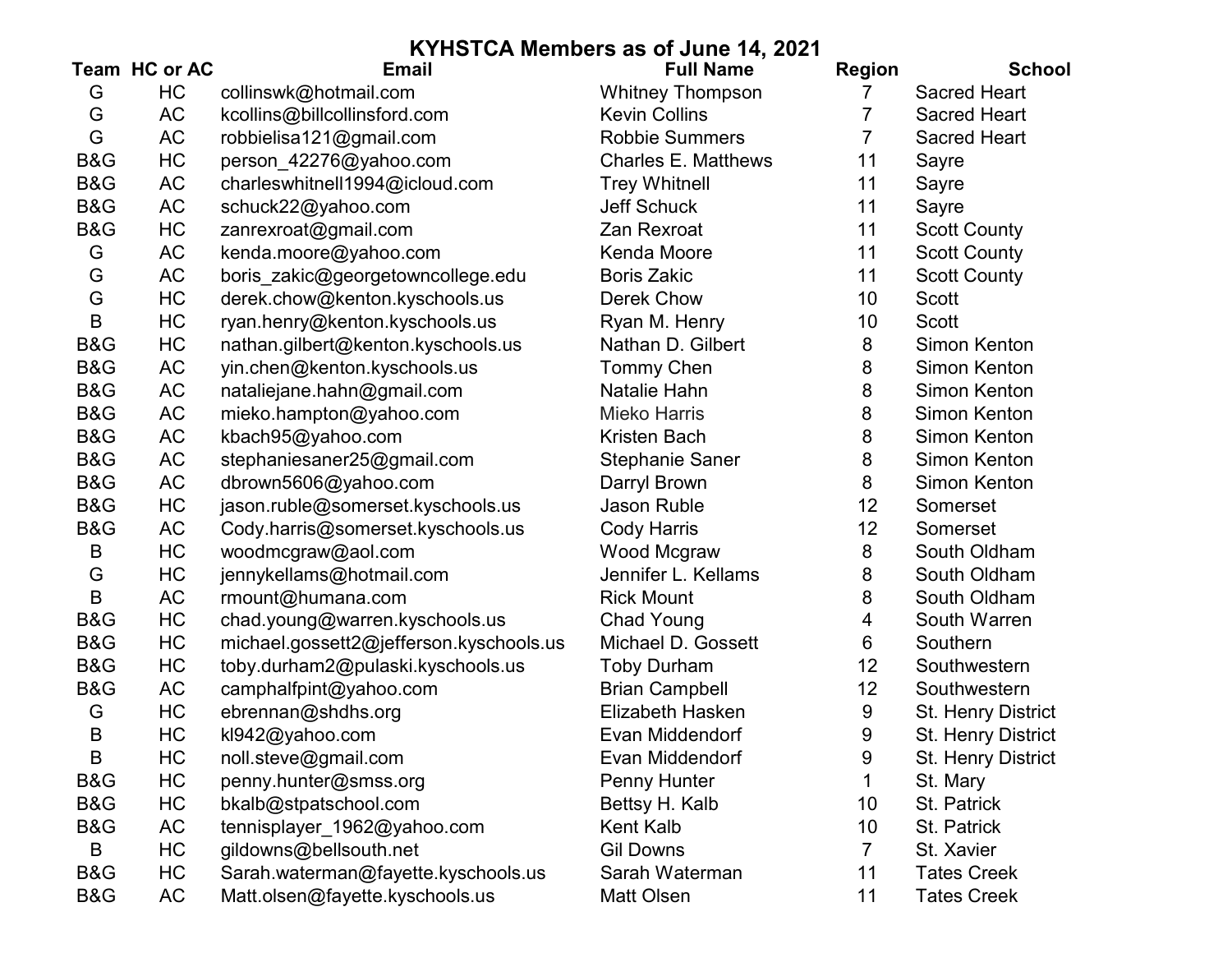# KYHSTCA Members as of June 14, 2021

| Team | HC or AC | Email | Full Name | Region | School |
|---|---|---|---|---|---|
| G | HC | collinswk@hotmail.com | Whitney Thompson | 7 | Sacred Heart |
| G | AC | kcollins@billcollinsford.com | Kevin Collins | 7 | Sacred Heart |
| G | AC | robbielisa121@gmail.com | Robbie Summers | 7 | Sacred Heart |
| B&G | HC | person_42276@yahoo.com | Charles E. Matthews | 11 | Sayre |
| B&G | AC | charleswhitnell1994@icloud.com | Trey Whitnell | 11 | Sayre |
| B&G | AC | schuck22@yahoo.com | Jeff Schuck | 11 | Sayre |
| B&G | HC | zanrexroat@gmail.com | Zan Rexroat | 11 | Scott County |
| G | AC | kenda.moore@yahoo.com | Kenda Moore | 11 | Scott County |
| G | AC | boris_zakic@georgetowncollege.edu | Boris Zakic | 11 | Scott County |
| G | HC | derek.chow@kenton.kyschools.us | Derek Chow | 10 | Scott |
| B | HC | ryan.henry@kenton.kyschools.us | Ryan M. Henry | 10 | Scott |
| B&G | HC | nathan.gilbert@kenton.kyschools.us | Nathan D. Gilbert | 8 | Simon Kenton |
| B&G | AC | yin.chen@kenton.kyschools.us | Tommy Chen | 8 | Simon Kenton |
| B&G | AC | nataliejane.hahn@gmail.com | Natalie Hahn | 8 | Simon Kenton |
| B&G | AC | mieko.hampton@yahoo.com | Mieko Harris | 8 | Simon Kenton |
| B&G | AC | kbach95@yahoo.com | Kristen Bach | 8 | Simon Kenton |
| B&G | AC | stephaniesaner25@gmail.com | Stephanie Saner | 8 | Simon Kenton |
| B&G | AC | dbrown5606@yahoo.com | Darryl Brown | 8 | Simon Kenton |
| B&G | HC | jason.ruble@somerset.kyschools.us | Jason Ruble | 12 | Somerset |
| B&G | AC | Cody.harris@somerset.kyschools.us | Cody Harris | 12 | Somerset |
| B | HC | woodmcgraw@aol.com | Wood Mcgraw | 8 | South Oldham |
| G | HC | jennykellams@hotmail.com | Jennifer L. Kellams | 8 | South Oldham |
| B | AC | rmount@humana.com | Rick Mount | 8 | South Oldham |
| B&G | HC | chad.young@warren.kyschools.us | Chad Young | 4 | South Warren |
| B&G | HC | michael.gossett2@jefferson.kyschools.us | Michael D. Gossett | 6 | Southern |
| B&G | HC | toby.durham2@pulaski.kyschools.us | Toby Durham | 12 | Southwestern |
| B&G | AC | camphalfpint@yahoo.com | Brian Campbell | 12 | Southwestern |
| G | HC | ebrennan@shdhs.org | Elizabeth Hasken | 9 | St. Henry District |
| B | HC | kl942@yahoo.com | Evan Middendorf | 9 | St. Henry District |
| B | HC | noll.steve@gmail.com | Evan Middendorf | 9 | St. Henry District |
| B&G | HC | penny.hunter@smss.org | Penny Hunter | 1 | St. Mary |
| B&G | HC | bkalb@stpatschool.com | Bettsy H. Kalb | 10 | St. Patrick |
| B&G | AC | tennisplayer_1962@yahoo.com | Kent Kalb | 10 | St. Patrick |
| B | HC | gildowns@bellsouth.net | Gil Downs | 7 | St. Xavier |
| B&G | HC | Sarah.waterman@fayette.kyschools.us | Sarah Waterman | 11 | Tates Creek |
| B&G | AC | Matt.olsen@fayette.kyschools.us | Matt Olsen | 11 | Tates Creek |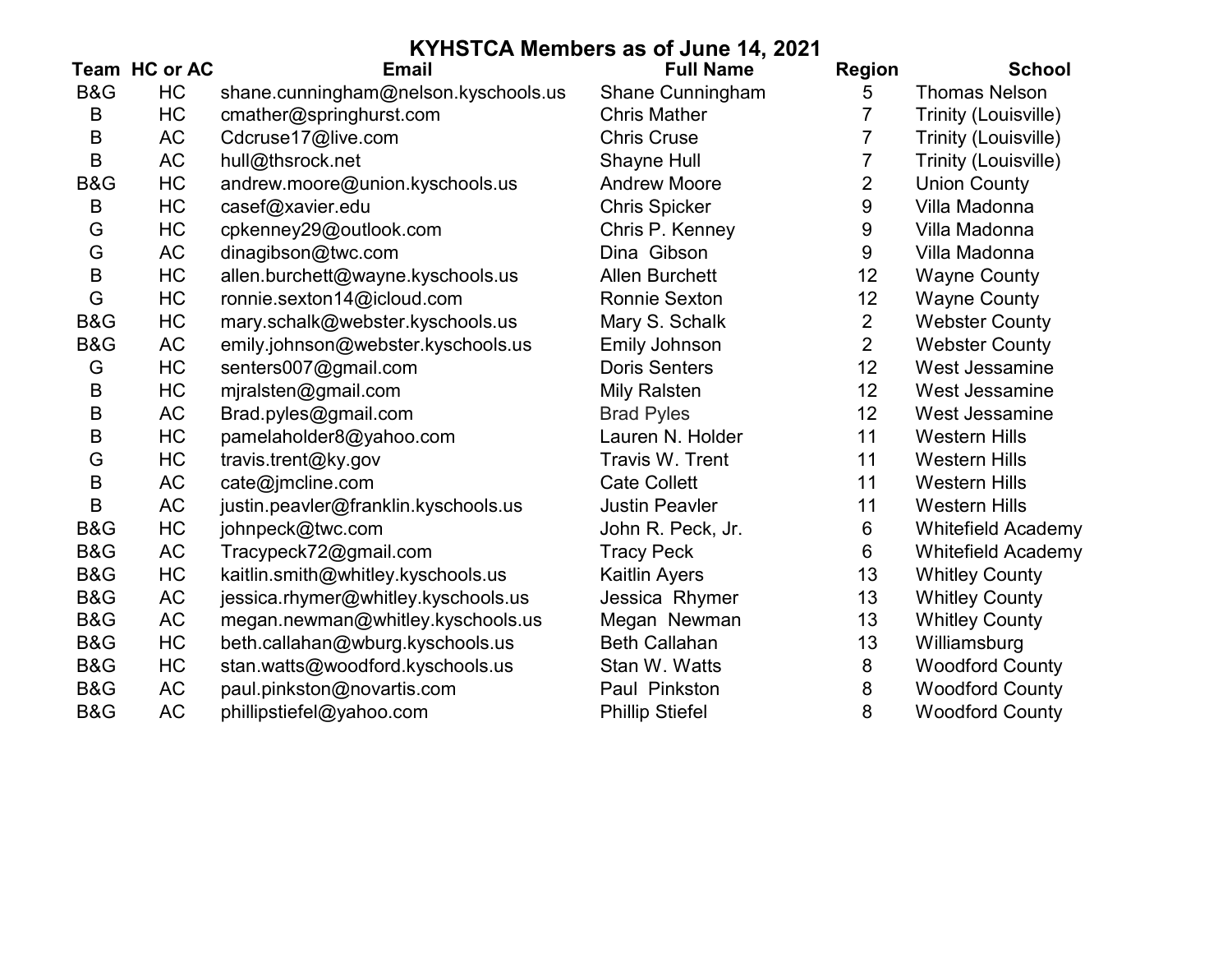# KYHSTCA Members as of June 14, 2021

| Team | HC or AC | Email | Full Name | Region | School |
|---|---|---|---|---|---|
| B&G | HC | shane.cunningham@nelson.kyschools.us | Shane Cunningham | 5 | Thomas Nelson |
| B | HC | cmather@springhurst.com | Chris Mather | 7 | Trinity (Louisville) |
| B | AC | Cdcruse17@live.com | Chris Cruse | 7 | Trinity (Louisville) |
| B | AC | hull@thsrock.net | Shayne Hull | 7 | Trinity (Louisville) |
| B&G | HC | andrew.moore@union.kyschools.us | Andrew Moore | 2 | Union County |
| B | HC | casef@xavier.edu | Chris Spicker | 9 | Villa Madonna |
| G | HC | cpkenney29@outlook.com | Chris P. Kenney | 9 | Villa Madonna |
| G | AC | dinagibson@twc.com | Dina  Gibson | 9 | Villa Madonna |
| B | HC | allen.burchett@wayne.kyschools.us | Allen Burchett | 12 | Wayne County |
| G | HC | ronnie.sexton14@icloud.com | Ronnie Sexton | 12 | Wayne County |
| B&G | HC | mary.schalk@webster.kyschools.us | Mary S. Schalk | 2 | Webster County |
| B&G | AC | emily.johnson@webster.kyschools.us | Emily Johnson | 2 | Webster County |
| G | HC | senters007@gmail.com | Doris Senters | 12 | West Jessamine |
| B | HC | mjralsten@gmail.com | Mily Ralsten | 12 | West Jessamine |
| B | AC | Brad.pyles@gmail.com | Brad Pyles | 12 | West Jessamine |
| B | HC | pamelaholder8@yahoo.com | Lauren N. Holder | 11 | Western Hills |
| G | HC | travis.trent@ky.gov | Travis W. Trent | 11 | Western Hills |
| B | AC | cate@jmcline.com | Cate Collett | 11 | Western Hills |
| B | AC | justin.peavler@franklin.kyschools.us | Justin Peavler | 11 | Western Hills |
| B&G | HC | johnpeck@twc.com | John R. Peck, Jr. | 6 | Whitefield Academy |
| B&G | AC | Tracypeck72@gmail.com | Tracy Peck | 6 | Whitefield Academy |
| B&G | HC | kaitlin.smith@whitley.kyschools.us | Kaitlin Ayers | 13 | Whitley County |
| B&G | AC | jessica.rhymer@whitley.kyschools.us | Jessica  Rhymer | 13 | Whitley County |
| B&G | AC | megan.newman@whitley.kyschools.us | Megan  Newman | 13 | Whitley County |
| B&G | HC | beth.callahan@wburg.kyschools.us | Beth Callahan | 13 | Williamsburg |
| B&G | HC | stan.watts@woodford.kyschools.us | Stan W. Watts | 8 | Woodford County |
| B&G | AC | paul.pinkston@novartis.com | Paul  Pinkston | 8 | Woodford County |
| B&G | AC | phillipstiefel@yahoo.com | Phillip Stiefel | 8 | Woodford County |